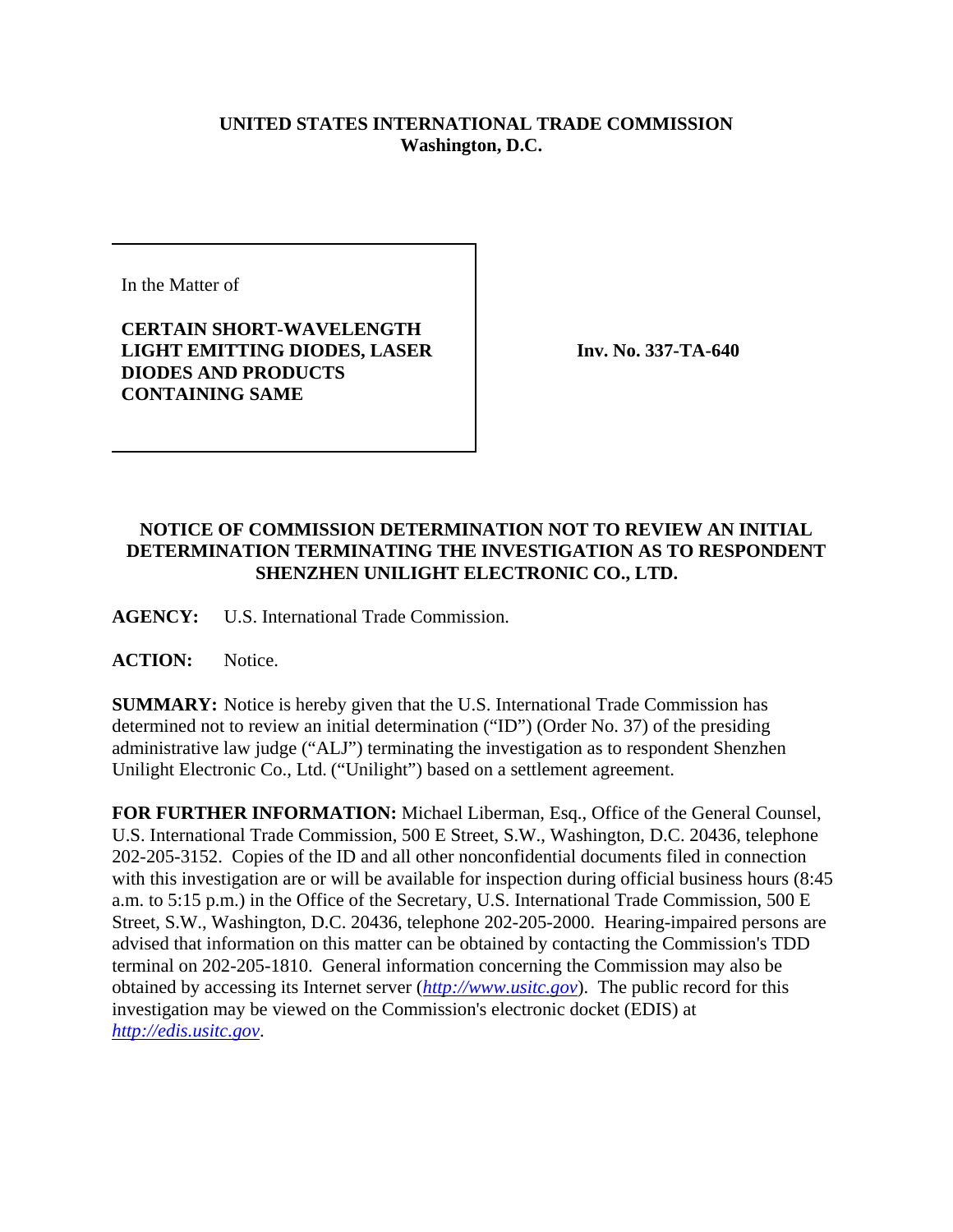**UNITED STATES INTERNATIONAL TRADE COMMISSION**
**Washington, D.C.**

| In the Matter of<br><br>**CERTAIN SHORT-WAVELENGTH LIGHT EMITTING DIODES, LASER DIODES AND PRODUCTS CONTAINING SAME** | **Inv. No. 337-TA-640** |
|---|---|

## NOTICE OF COMMISSION DETERMINATION NOT TO REVIEW AN INITIAL DETERMINATION TERMINATING THE INVESTIGATION AS TO RESPONDENT SHENZHEN UNILIGHT ELECTRONIC CO., LTD.

**AGENCY:** U.S. International Trade Commission.

**ACTION:** Notice.

**SUMMARY:** Notice is hereby given that the U.S. International Trade Commission has determined not to review an initial determination ("ID") (Order No. 37) of the presiding administrative law judge ("ALJ") terminating the investigation as to respondent Shenzhen Unilight Electronic Co., Ltd. ("Unilight") based on a settlement agreement.

**FOR FURTHER INFORMATION:** Michael Liberman, Esq., Office of the General Counsel, U.S. International Trade Commission, 500 E Street, S.W., Washington, D.C. 20436, telephone 202-205-3152. Copies of the ID and all other nonconfidential documents filed in connection with this investigation are or will be available for inspection during official business hours (8:45 a.m. to 5:15 p.m.) in the Office of the Secretary, U.S. International Trade Commission, 500 E Street, S.W., Washington, D.C. 20436, telephone 202-205-2000. Hearing-impaired persons are advised that information on this matter can be obtained by contacting the Commission's TDD terminal on 202-205-1810. General information concerning the Commission may also be obtained by accessing its Internet server (*http://www.usitc.gov*). The public record for this investigation may be viewed on the Commission's electronic docket (EDIS) at *http://edis.usitc.gov*.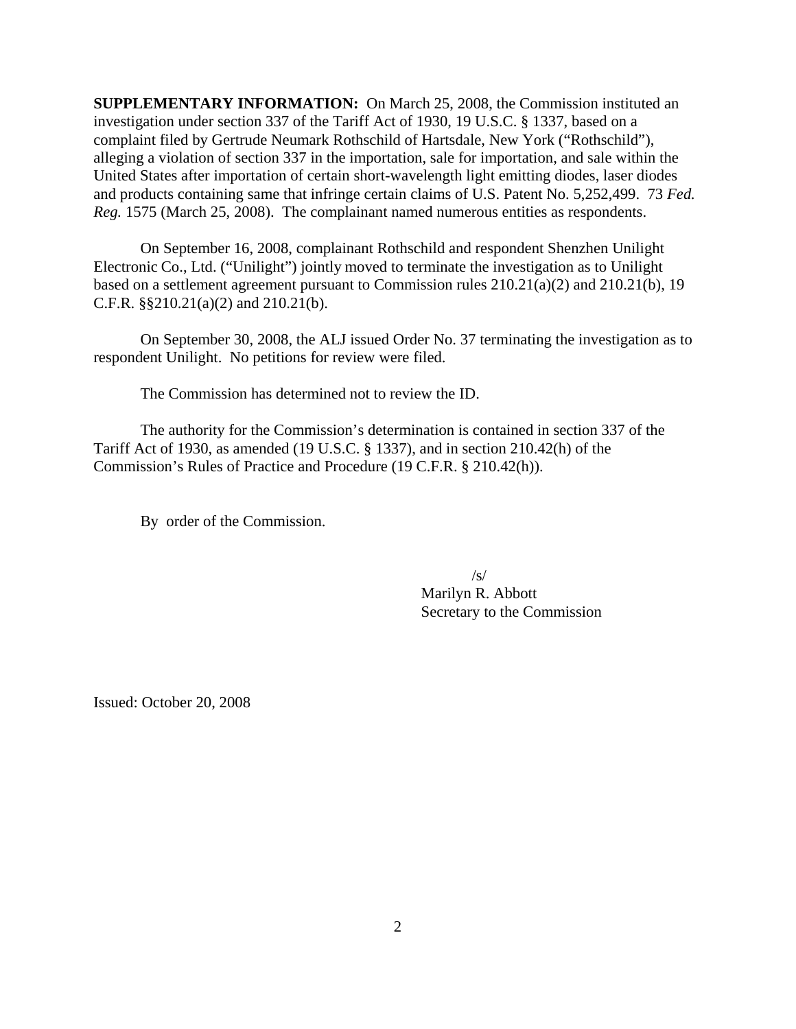**SUPPLEMENTARY INFORMATION:** On March 25, 2008, the Commission instituted an investigation under section 337 of the Tariff Act of 1930, 19 U.S.C. § 1337, based on a complaint filed by Gertrude Neumark Rothschild of Hartsdale, New York ("Rothschild"), alleging a violation of section 337 in the importation, sale for importation, and sale within the United States after importation of certain short-wavelength light emitting diodes, laser diodes and products containing same that infringe certain claims of U.S. Patent No. 5,252,499. 73 *Fed. Reg.* 1575 (March 25, 2008). The complainant named numerous entities as respondents.

On September 16, 2008, complainant Rothschild and respondent Shenzhen Unilight Electronic Co., Ltd. ("Unilight") jointly moved to terminate the investigation as to Unilight based on a settlement agreement pursuant to Commission rules 210.21(a)(2) and 210.21(b), 19 C.F.R. §§210.21(a)(2) and 210.21(b).

On September 30, 2008, the ALJ issued Order No. 37 terminating the investigation as to respondent Unilight. No petitions for review were filed.

The Commission has determined not to review the ID.

The authority for the Commission's determination is contained in section 337 of the Tariff Act of 1930, as amended (19 U.S.C. § 1337), and in section 210.42(h) of the Commission's Rules of Practice and Procedure (19 C.F.R. § 210.42(h)).

By order of the Commission.

/s/
Marilyn R. Abbott
Secretary to the Commission

Issued: October 20, 2008